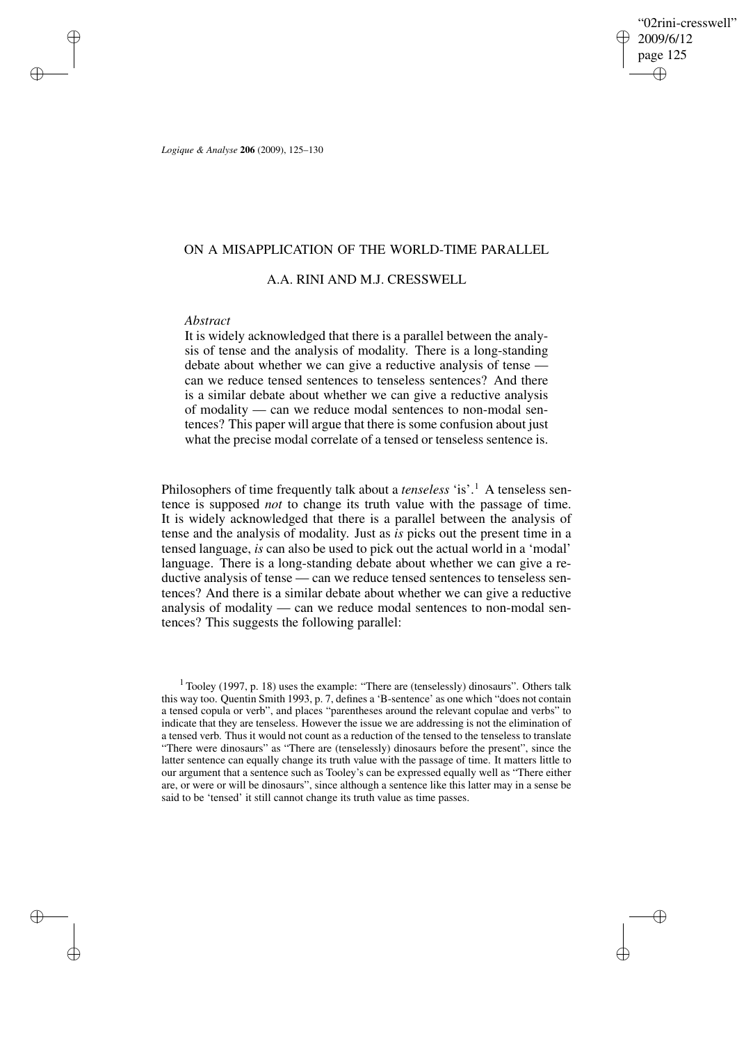# ON A MISAPPLICATION OF THE WORLD-TIME PARALLEL

## A.A. RINI AND M.J. CRESSWELL

*Abstract*

It is widely acknowledged that there is a parallel between the analysis of tense and the analysis of modality. There is a long-standing debate about whether we can give a reductive analysis of tense — can we reduce tensed sentences to tenseless sentences? And there is a similar debate about whether we can give a reductive analysis of modality — can we reduce modal sentences to non-modal sentences? This paper will argue that there is some confusion about just what the precise modal correlate of a tensed or tenseless sentence is.

Philosophers of time frequently talk about a *tenseless* 'is'.[1] A tenseless sentence is supposed *not* to change its truth value with the passage of time. It is widely acknowledged that there is a parallel between the analysis of tense and the analysis of modality. Just as *is* picks out the present time in a tensed language, *is* can also be used to pick out the actual world in a 'modal' language. There is a long-standing debate about whether we can give a reductive analysis of tense — can we reduce tensed sentences to tenseless sentences? And there is a similar debate about whether we can give a reductive analysis of modality — can we reduce modal sentences to non-modal sentences? This suggests the following parallel:

[1] Tooley (1997, p. 18) uses the example: "There are (tenselessly) dinosaurs". Others talk this way too. Quentin Smith 1993, p. 7, defines a 'B-sentence' as one which "does not contain a tensed copula or verb", and places "parentheses around the relevant copulae and verbs" to indicate that they are tenseless. However the issue we are addressing is not the elimination of a tensed verb. Thus it would not count as a reduction of the tensed to the tenseless to translate "There were dinosaurs" as "There are (tenselessly) dinosaurs before the present", since the latter sentence can equally change its truth value with the passage of time. It matters little to our argument that a sentence such as Tooley's can be expressed equally well as "There either are, or were or will be dinosaurs", since although a sentence like this latter may in a sense be said to be 'tensed' it still cannot change its truth value as time passes.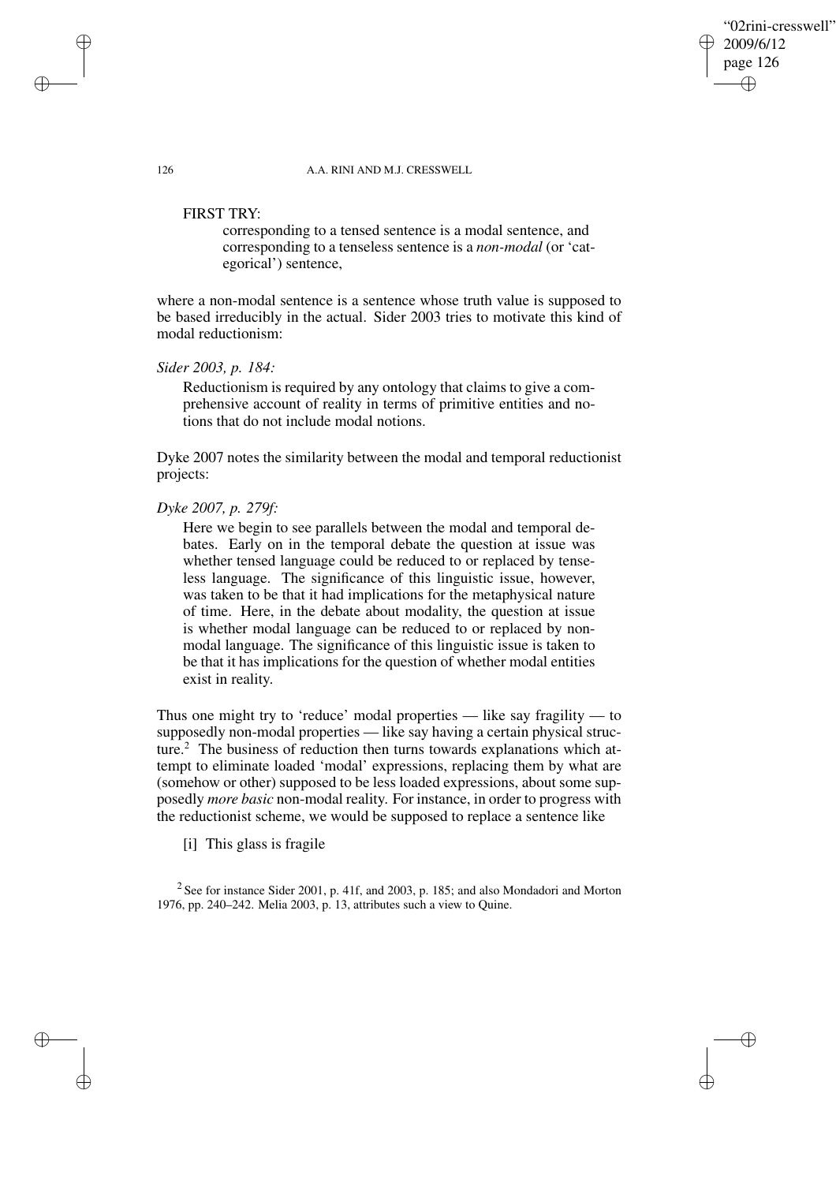FIRST TRY:

> corresponding to a tensed sentence is a modal sentence, and corresponding to a tenseless sentence is a *non-modal* (or 'categorical') sentence,

where a non-modal sentence is a sentence whose truth value is supposed to be based irreducibly in the actual. Sider 2003 tries to motivate this kind of modal reductionism:

*Sider 2003, p. 184:*

> Reductionism is required by any ontology that claims to give a comprehensive account of reality in terms of primitive entities and notions that do not include modal notions.

Dyke 2007 notes the similarity between the modal and temporal reductionist projects:

*Dyke 2007, p. 279f:*

> Here we begin to see parallels between the modal and temporal debates. Early on in the temporal debate the question at issue was whether tensed language could be reduced to or replaced by tenseless language. The significance of this linguistic issue, however, was taken to be that it had implications for the metaphysical nature of time. Here, in the debate about modality, the question at issue is whether modal language can be reduced to or replaced by non-modal language. The significance of this linguistic issue is taken to be that it has implications for the question of whether modal entities exist in reality.

Thus one might try to 'reduce' modal properties — like say fragility — to supposedly non-modal properties — like say having a certain physical structure.[2] The business of reduction then turns towards explanations which attempt to eliminate loaded 'modal' expressions, replacing them by what are (somehow or other) supposed to be less loaded expressions, about some supposedly *more basic* non-modal reality. For instance, in order to progress with the reductionist scheme, we would be supposed to replace a sentence like

[i] This glass is fragile

[2] See for instance Sider 2001, p. 41f, and 2003, p. 185; and also Mondadori and Morton 1976, pp. 240–242. Melia 2003, p. 13, attributes such a view to Quine.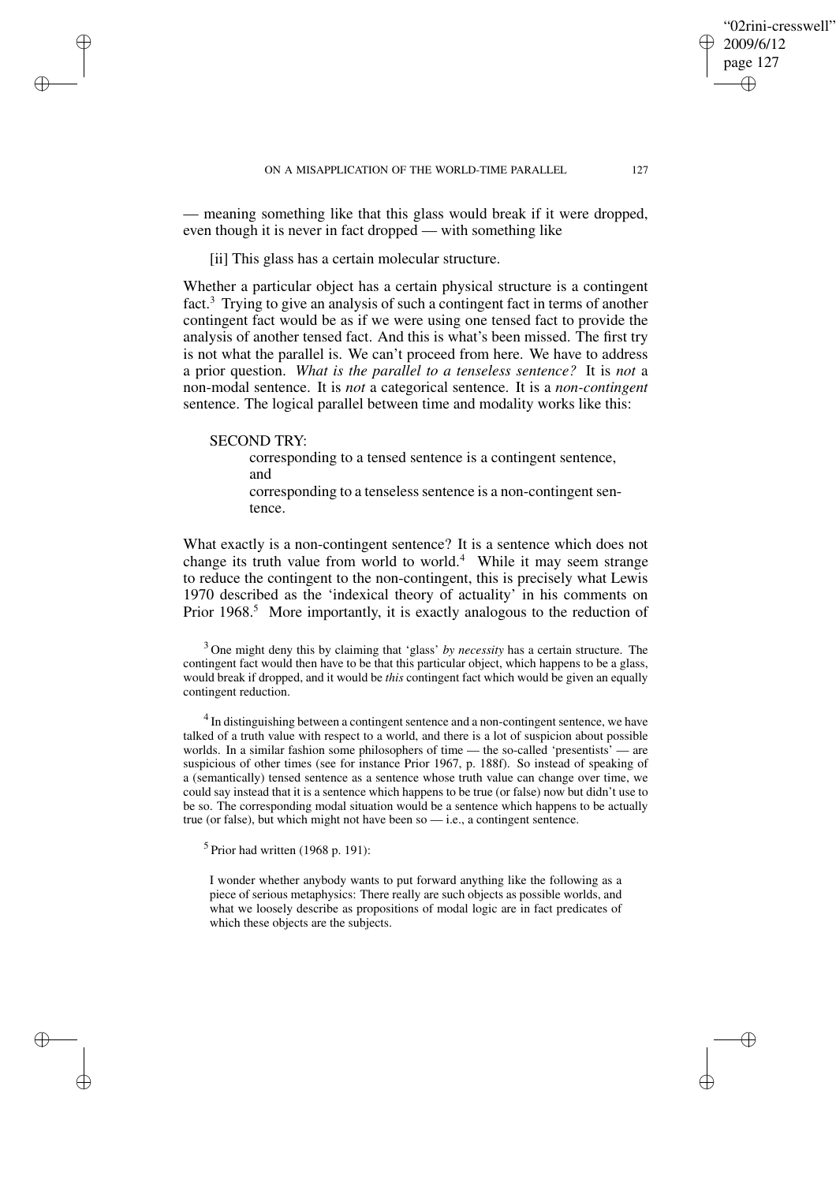— meaning something like that this glass would break if it were dropped, even though it is never in fact dropped — with something like

[ii] This glass has a certain molecular structure.

Whether a particular object has a certain physical structure is a contingent fact.[3] Trying to give an analysis of such a contingent fact in terms of another contingent fact would be as if we were using one tensed fact to provide the analysis of another tensed fact. And this is what's been missed. The first try is not what the parallel is. We can't proceed from here. We have to address a prior question. *What is the parallel to a tenseless sentence?* It is *not* a non-modal sentence. It is *not* a categorical sentence. It is a *non-contingent* sentence. The logical parallel between time and modality works like this:

SECOND TRY:

> corresponding to a tensed sentence is a contingent sentence, and
>
> corresponding to a tenseless sentence is a non-contingent sentence.

What exactly is a non-contingent sentence? It is a sentence which does not change its truth value from world to world.[4] While it may seem strange to reduce the contingent to the non-contingent, this is precisely what Lewis 1970 described as the 'indexical theory of actuality' in his comments on Prior 1968.[5] More importantly, it is exactly analogous to the reduction of

[3] One might deny this by claiming that 'glass' *by necessity* has a certain structure. The contingent fact would then have to be that this particular object, which happens to be a glass, would break if dropped, and it would be *this* contingent fact which would be given an equally contingent reduction.

[4] In distinguishing between a contingent sentence and a non-contingent sentence, we have talked of a truth value with respect to a world, and there is a lot of suspicion about possible worlds. In a similar fashion some philosophers of time — the so-called 'presentists' — are suspicious of other times (see for instance Prior 1967, p. 188f). So instead of speaking of a (semantically) tensed sentence as a sentence whose truth value can change over time, we could say instead that it is a sentence which happens to be true (or false) now but didn't use to be so. The corresponding modal situation would be a sentence which happens to be actually true (or false), but which might not have been so — i.e., a contingent sentence.

[5] Prior had written (1968 p. 191):

> I wonder whether anybody wants to put forward anything like the following as a piece of serious metaphysics: There really are such objects as possible worlds, and what we loosely describe as propositions of modal logic are in fact predicates of which these objects are the subjects.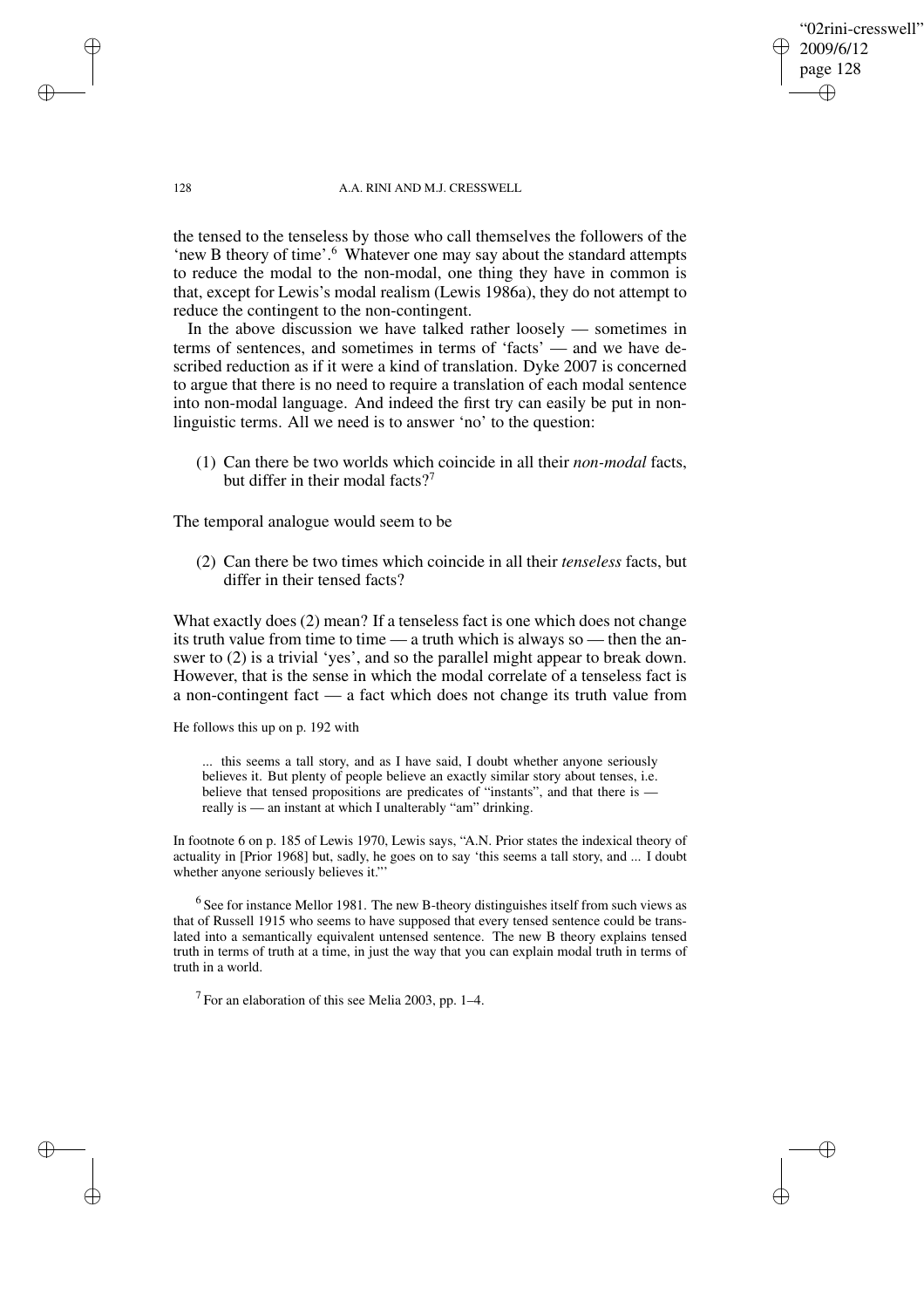the tensed to the tenseless by those who call themselves the followers of the 'new B theory of time'.[6] Whatever one may say about the standard attempts to reduce the modal to the non-modal, one thing they have in common is that, except for Lewis's modal realism (Lewis 1986a), they do not attempt to reduce the contingent to the non-contingent.

In the above discussion we have talked rather loosely — sometimes in terms of sentences, and sometimes in terms of 'facts' — and we have described reduction as if it were a kind of translation. Dyke 2007 is concerned to argue that there is no need to require a translation of each modal sentence into non-modal language. And indeed the first try can easily be put in non-linguistic terms. All we need is to answer 'no' to the question:

(1) Can there be two worlds which coincide in all their *non-modal* facts, but differ in their modal facts?[7]

The temporal analogue would seem to be

(2) Can there be two times which coincide in all their *tenseless* facts, but differ in their tensed facts?

What exactly does (2) mean? If a tenseless fact is one which does not change its truth value from time to time — a truth which is always so — then the answer to (2) is a trivial 'yes', and so the parallel might appear to break down. However, that is the sense in which the modal correlate of a tenseless fact is a non-contingent fact — a fact which does not change its truth value from

He follows this up on p. 192 with

> ... this seems a tall story, and as I have said, I doubt whether anyone seriously believes it. But plenty of people believe an exactly similar story about tenses, i.e. believe that tensed propositions are predicates of "instants", and that there is — really is — an instant at which I unalterably "am" drinking.

In footnote 6 on p. 185 of Lewis 1970, Lewis says, "A.N. Prior states the indexical theory of actuality in [Prior 1968] but, sadly, he goes on to say 'this seems a tall story, and ... I doubt whether anyone seriously believes it."'

[6] See for instance Mellor 1981. The new B-theory distinguishes itself from such views as that of Russell 1915 who seems to have supposed that every tensed sentence could be translated into a semantically equivalent untensed sentence. The new B theory explains tensed truth in terms of truth at a time, in just the way that you can explain modal truth in terms of truth in a world.

[7] For an elaboration of this see Melia 2003, pp. 1–4.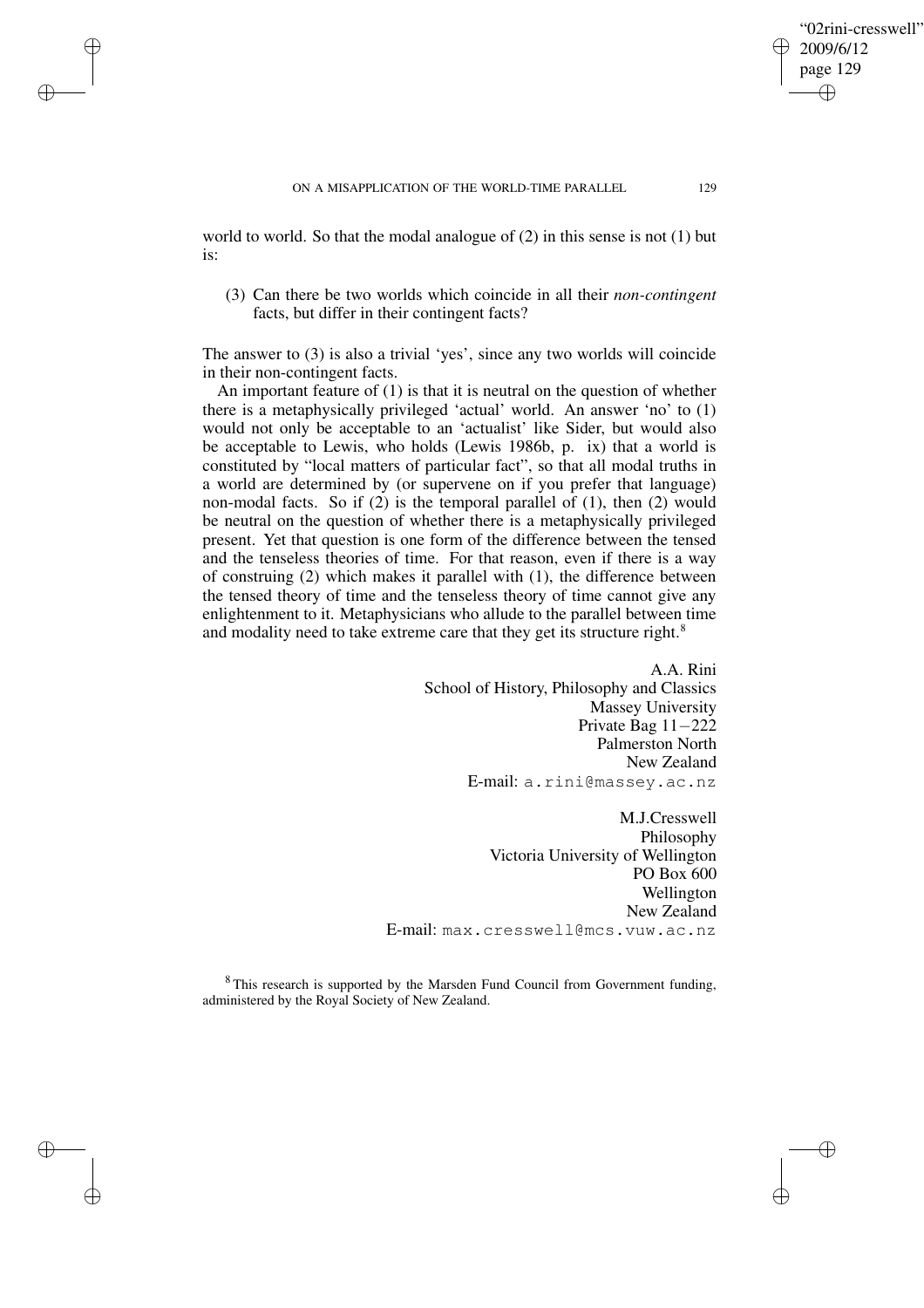world to world. So that the modal analogue of (2) in this sense is not (1) but is:

> (3) Can there be two worlds which coincide in all their *non-contingent* facts, but differ in their contingent facts?

The answer to (3) is also a trivial 'yes', since any two worlds will coincide in their non-contingent facts.

An important feature of (1) is that it is neutral on the question of whether there is a metaphysically privileged 'actual' world. An answer 'no' to (1) would not only be acceptable to an 'actualist' like Sider, but would also be acceptable to Lewis, who holds (Lewis 1986b, p. ix) that a world is constituted by "local matters of particular fact", so that all modal truths in a world are determined by (or supervene on if you prefer that language) non-modal facts. So if (2) is the temporal parallel of (1), then (2) would be neutral on the question of whether there is a metaphysically privileged present. Yet that question is one form of the difference between the tensed and the tenseless theories of time. For that reason, even if there is a way of construing (2) which makes it parallel with (1), the difference between the tensed theory of time and the tenseless theory of time cannot give any enlightenment to it. Metaphysicians who allude to the parallel between time and modality need to take extreme care that they get its structure right.[8]

A.A. Rini
School of History, Philosophy and Classics
Massey University
Private Bag 11−222
Palmerston North
New Zealand
E-mail: a.rini@massey.ac.nz

M.J.Cresswell
Philosophy
Victoria University of Wellington
PO Box 600
Wellington
New Zealand
E-mail: max.cresswell@mcs.vuw.ac.nz

[8] This research is supported by the Marsden Fund Council from Government funding, administered by the Royal Society of New Zealand.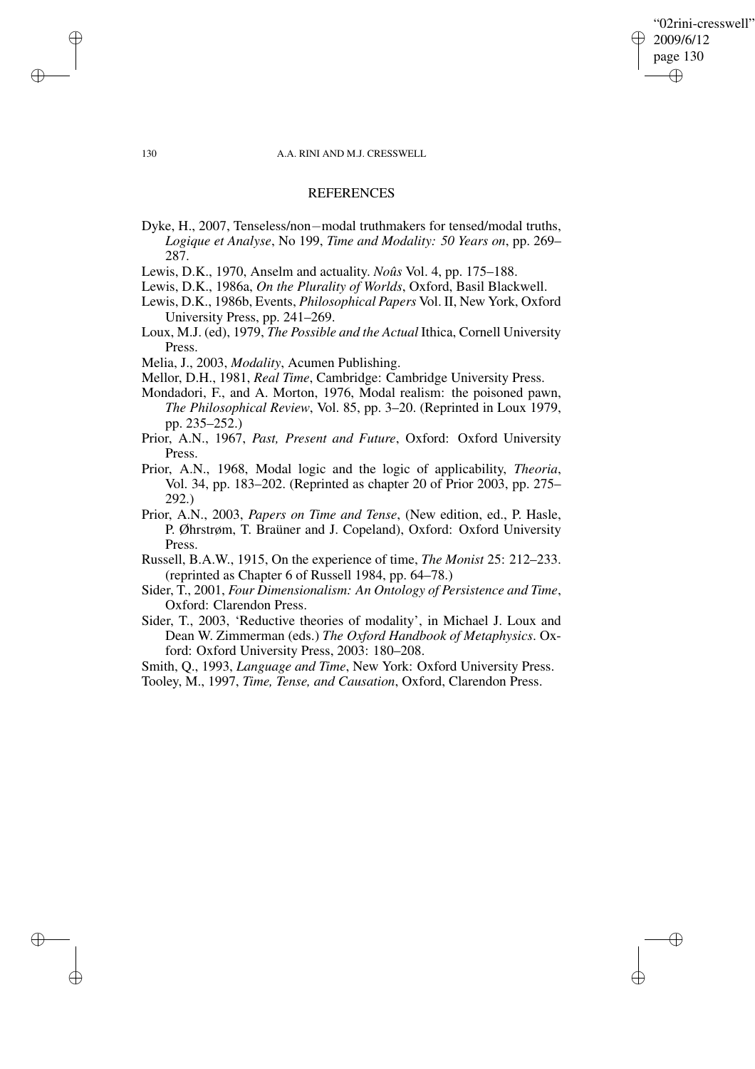## REFERENCES

Dyke, H., 2007, Tenseless/non−modal truthmakers for tensed/modal truths, *Logique et Analyse*, No 199, *Time and Modality: 50 Years on*, pp. 269–287.

Lewis, D.K., 1970, Anselm and actuality. *Noûs* Vol. 4, pp. 175–188.

Lewis, D.K., 1986a, *On the Plurality of Worlds*, Oxford, Basil Blackwell.

Lewis, D.K., 1986b, Events, *Philosophical Papers* Vol. II, New York, Oxford University Press, pp. 241–269.

Loux, M.J. (ed), 1979, *The Possible and the Actual* Ithica, Cornell University Press.

Melia, J., 2003, *Modality*, Acumen Publishing.

Mellor, D.H., 1981, *Real Time*, Cambridge: Cambridge University Press.

Mondadori, F., and A. Morton, 1976, Modal realism: the poisoned pawn, *The Philosophical Review*, Vol. 85, pp. 3–20. (Reprinted in Loux 1979, pp. 235–252.)

Prior, A.N., 1967, *Past, Present and Future*, Oxford: Oxford University Press.

Prior, A.N., 1968, Modal logic and the logic of applicability, *Theoria*, Vol. 34, pp. 183–202. (Reprinted as chapter 20 of Prior 2003, pp. 275–292.)

Prior, A.N., 2003, *Papers on Time and Tense*, (New edition, ed., P. Hasle, P. Øhrstrøm, T. Braüner and J. Copeland), Oxford: Oxford University Press.

Russell, B.A.W., 1915, On the experience of time, *The Monist* 25: 212–233. (reprinted as Chapter 6 of Russell 1984, pp. 64–78.)

Sider, T., 2001, *Four Dimensionalism: An Ontology of Persistence and Time*, Oxford: Clarendon Press.

Sider, T., 2003, 'Reductive theories of modality', in Michael J. Loux and Dean W. Zimmerman (eds.) *The Oxford Handbook of Metaphysics*. Oxford: Oxford University Press, 2003: 180–208.

Smith, Q., 1993, *Language and Time*, New York: Oxford University Press.

Tooley, M., 1997, *Time, Tense, and Causation*, Oxford, Clarendon Press.